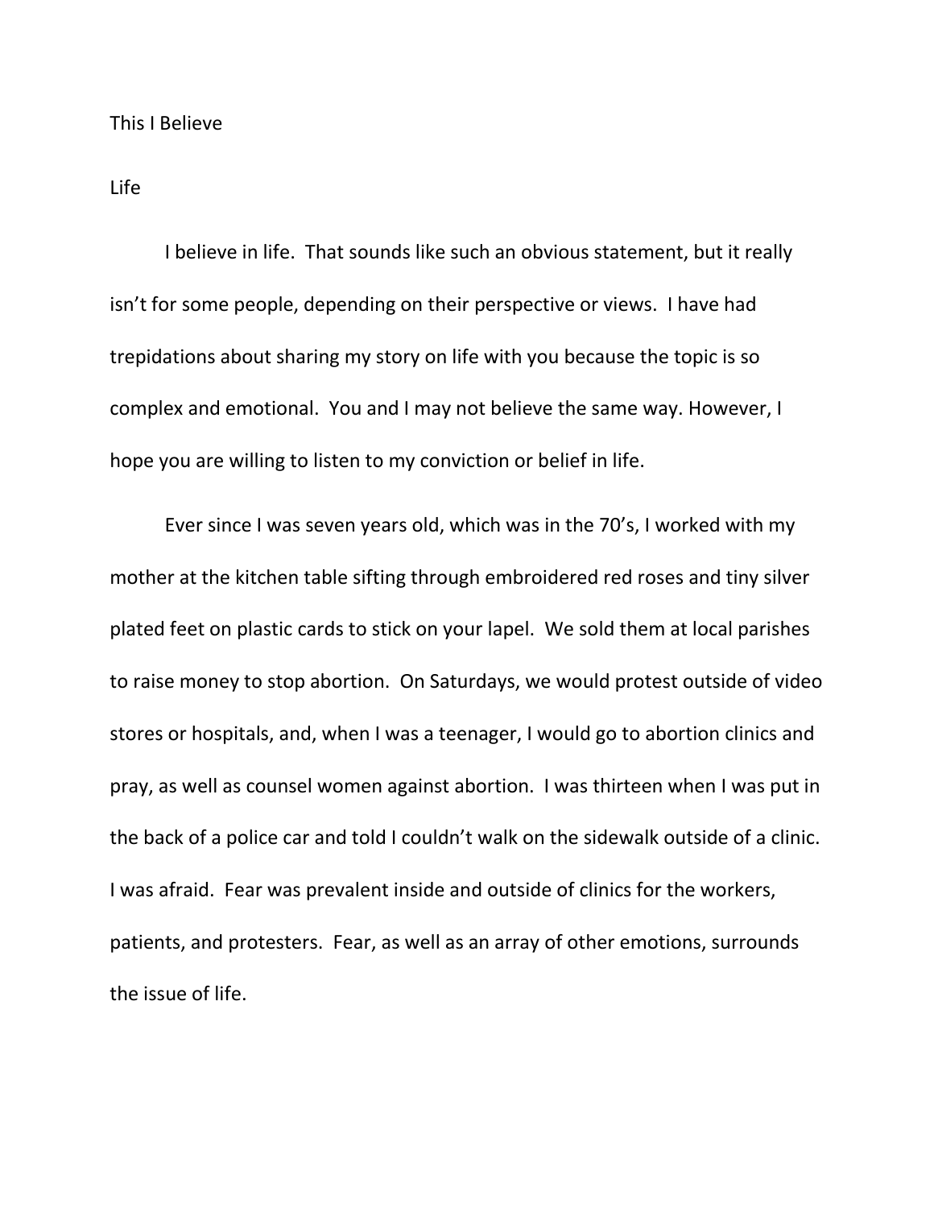# This I Believe

## Life

I believe in life. That sounds like such an obvious statement, but it really isn't for some people, depending on their perspective or views. I have had trepidations about sharing my story on life with you because the topic is so complex and emotional. You and I may not believe the same way. However, I hope you are willing to listen to my conviction or belief in life.

Ever since I was seven years old, which was in the 70's, I worked with my mother at the kitchen table sifting through embroidered red roses and tiny silver plated feet on plastic cards to stick on your lapel. We sold them at local parishes to raise money to stop abortion. On Saturdays, we would protest outside of video stores or hospitals, and, when I was a teenager, I would go to abortion clinics and pray, as well as counsel women against abortion. I was thirteen when I was put in the back of a police car and told I couldn't walk on the sidewalk outside of a clinic. I was afraid. Fear was prevalent inside and outside of clinics for the workers, patients, and protesters. Fear, as well as an array of other emotions, surrounds the issue of life.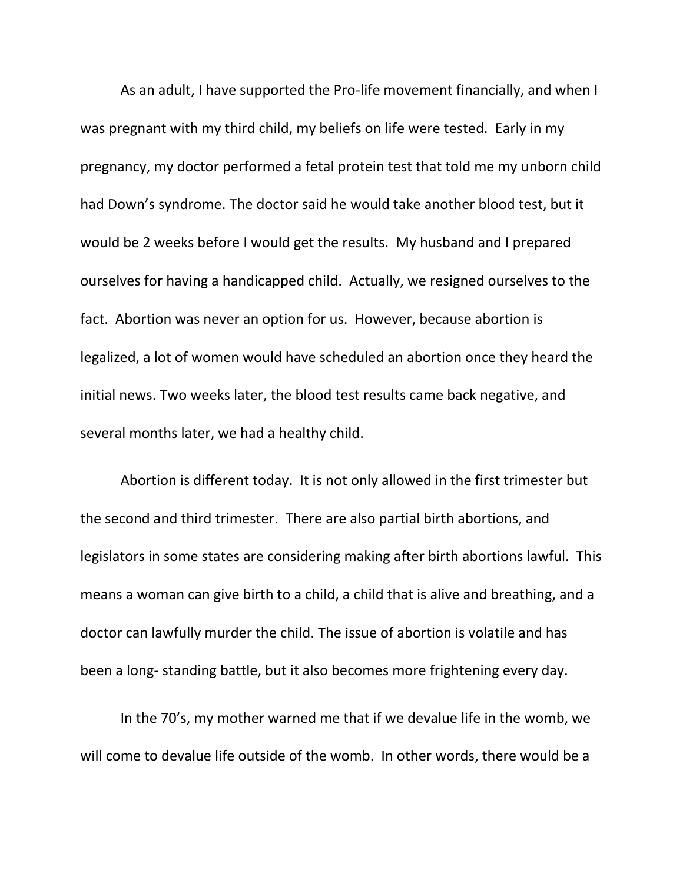As an adult, I have supported the Pro-life movement financially, and when I was pregnant with my third child, my beliefs on life were tested. Early in my pregnancy, my doctor performed a fetal protein test that told me my unborn child had Down's syndrome. The doctor said he would take another blood test, but it would be 2 weeks before I would get the results. My husband and I prepared ourselves for having a handicapped child. Actually, we resigned ourselves to the fact. Abortion was never an option for us. However, because abortion is legalized, a lot of women would have scheduled an abortion once they heard the initial news. Two weeks later, the blood test results came back negative, and several months later, we had a healthy child.

Abortion is different today. It is not only allowed in the first trimester but the second and third trimester. There are also partial birth abortions, and legislators in some states are considering making after birth abortions lawful. This means a woman can give birth to a child, a child that is alive and breathing, and a doctor can lawfully murder the child. The issue of abortion is volatile and has been a long- standing battle, but it also becomes more frightening every day.

In the 70's, my mother warned me that if we devalue life in the womb, we will come to devalue life outside of the womb. In other words, there would be a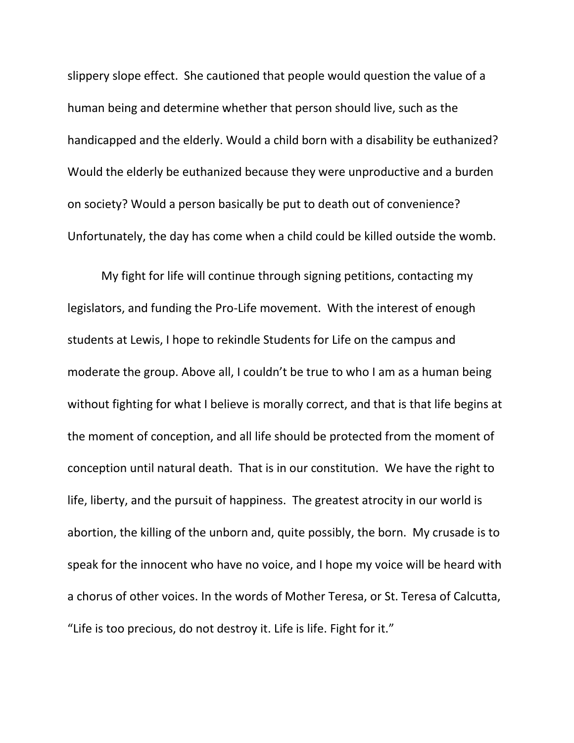slippery slope effect. She cautioned that people would question the value of a human being and determine whether that person should live, such as the handicapped and the elderly. Would a child born with a disability be euthanized? Would the elderly be euthanized because they were unproductive and a burden on society? Would a person basically be put to death out of convenience? Unfortunately, the day has come when a child could be killed outside the womb.

My fight for life will continue through signing petitions, contacting my legislators, and funding the Pro-Life movement. With the interest of enough students at Lewis, I hope to rekindle Students for Life on the campus and moderate the group. Above all, I couldn't be true to who I am as a human being without fighting for what I believe is morally correct, and that is that life begins at the moment of conception, and all life should be protected from the moment of conception until natural death. That is in our constitution. We have the right to life, liberty, and the pursuit of happiness. The greatest atrocity in our world is abortion, the killing of the unborn and, quite possibly, the born. My crusade is to speak for the innocent who have no voice, and I hope my voice will be heard with a chorus of other voices. In the words of Mother Teresa, or St. Teresa of Calcutta, "Life is too precious, do not destroy it. Life is life. Fight for it."